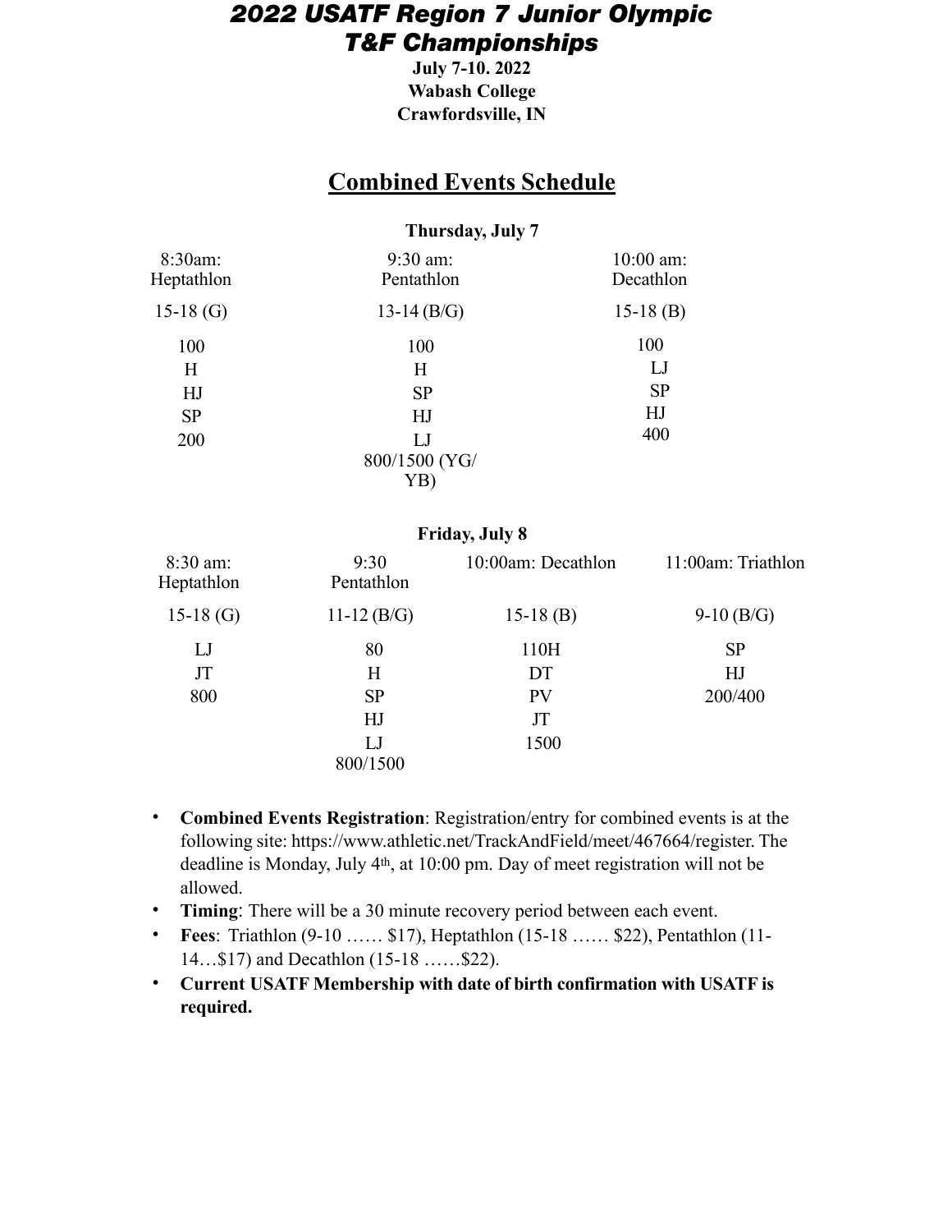# 2022 USATF Region 7 Junior Olympic T&F Championships

**July 7-10. 2022**
**Wabash College**
**Crawfordsville, IN**

## Combined Events Schedule

**Thursday, July 7**

| 8:30am: Heptathlon | 9:30 am: Pentathlon | 10:00 am: Decathlon |
|---|---|---|
| 15-18 (G) | 13-14 (B/G) | 15-18 (B) |
| 100 | 100 | 100 |
| H | H | LJ |
| HJ | SP | SP |
| SP | HJ | HJ |
| 200 | LJ | 400 |
| | 800/1500 (YG/ YB) | |

**Friday, July 8**

| 8:30 am: Heptathlon | 9:30 Pentathlon | 10:00am: Decathlon | 11:00am: Triathlon |
|---|---|---|---|
| 15-18 (G) | 11-12 (B/G) | 15-18 (B) | 9-10 (B/G) |
| LJ | 80 | 110H | SP |
| JT | H | DT | HJ |
| 800 | SP | PV | 200/400 |
| | HJ | JT | |
| | LJ | 1500 | |
| | 800/1500 | | |

- **Combined Events Registration**: Registration/entry for combined events is at the following site: https://www.athletic.net/TrackAndField/meet/467664/register. The deadline is Monday, July 4th, at 10:00 pm. Day of meet registration will not be allowed.
- **Timing**: There will be a 30 minute recovery period between each event.
- **Fees**: Triathlon (9-10 …… $17), Heptathlon (15-18 …… $22), Pentathlon (11-14…$17) and Decathlon (15-18 ……$22).
- **Current USATF Membership with date of birth confirmation with USATF is required.**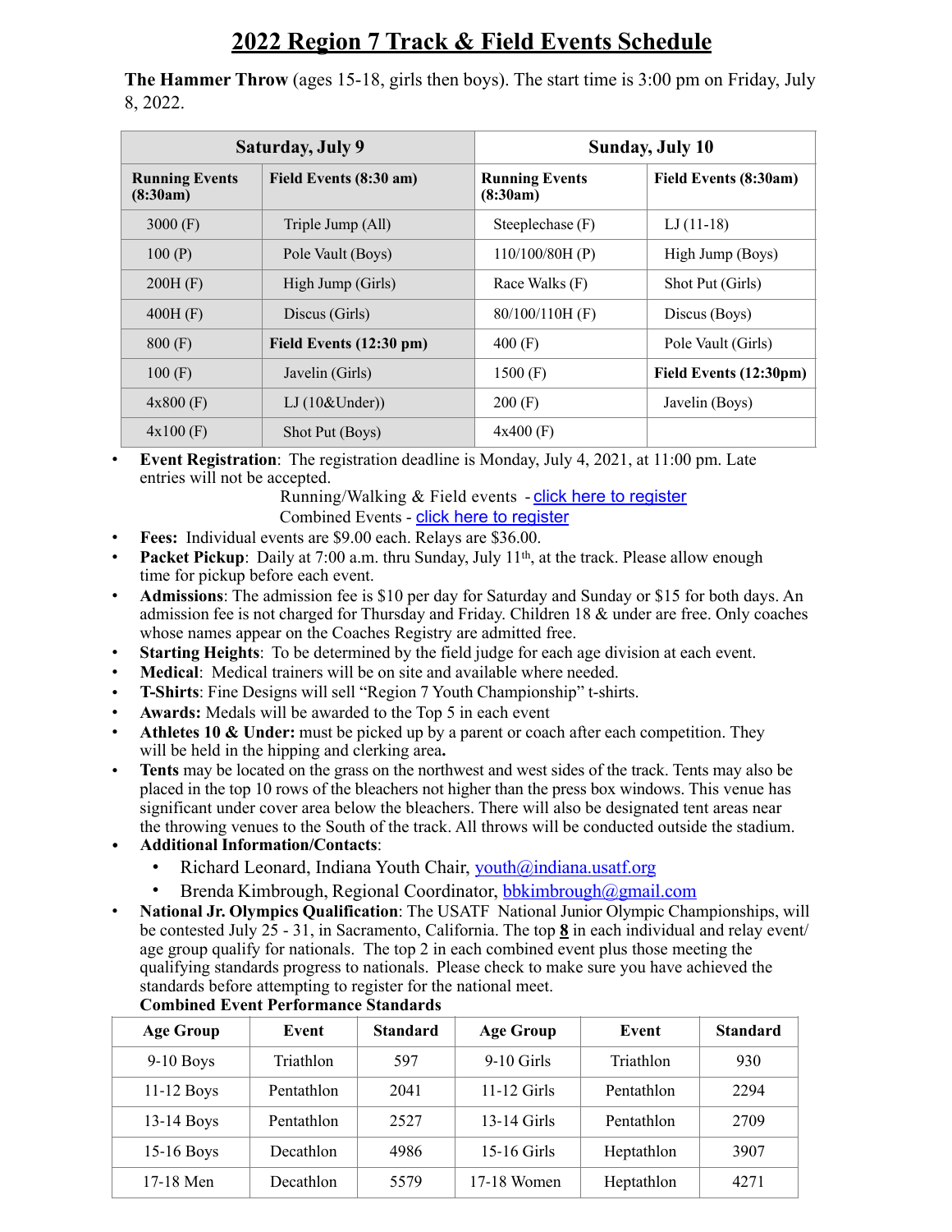# 2022 Region 7 Track & Field Events Schedule

**The Hammer Throw** (ages 15-18, girls then boys). The start time is 3:00 pm on Friday, July 8, 2022.

| Saturday, July 9 | | Sunday, July 10 | |
|---|---|---|---|
| **Running Events (8:30am)** | **Field Events (8:30 am)** | **Running Events (8:30am)** | **Field Events (8:30am)** |
| 3000 (F) | Triple Jump (All) | Steeplechase (F) | LJ (11-18) |
| 100 (P) | Pole Vault (Boys) | 110/100/80H (P) | High Jump (Boys) |
| 200H (F) | High Jump (Girls) | Race Walks (F) | Shot Put (Girls) |
| 400H (F) | Discus (Girls) | 80/100/110H (F) | Discus (Boys) |
| 800 (F) | **Field Events (12:30 pm)** | 400 (F) | Pole Vault (Girls) |
| 100 (F) | Javelin (Girls) | 1500 (F) | **Field Events (12:30pm)** |
| 4x800 (F) | LJ (10&Under)) | 200 (F) | Javelin (Boys) |
| 4x100 (F) | Shot Put (Boys) | 4x400 (F) | |

- **Event Registration**: The registration deadline is Monday, July 4, 2021, at 11:00 pm. Late entries will not be accepted.
  Running/Walking & Field events - click here to register
  Combined Events - click here to register
- **Fees:** Individual events are $9.00 each. Relays are $36.00.
- **Packet Pickup**: Daily at 7:00 a.m. thru Sunday, July 11th, at the track. Please allow enough time for pickup before each event.
- **Admissions**: The admission fee is $10 per day for Saturday and Sunday or $15 for both days. An admission fee is not charged for Thursday and Friday. Children 18 & under are free. Only coaches whose names appear on the Coaches Registry are admitted free.
- **Starting Heights**: To be determined by the field judge for each age division at each event.
- **Medical**: Medical trainers will be on site and available where needed.
- **T-Shirts**: Fine Designs will sell "Region 7 Youth Championship" t-shirts.
- **Awards:** Medals will be awarded to the Top 5 in each event
- **Athletes 10 & Under:** must be picked up by a parent or coach after each competition. They will be held in the hipping and clerking area**.**
- **Tents** may be located on the grass on the northwest and west sides of the track. Tents may also be placed in the top 10 rows of the bleachers not higher than the press box windows. This venue has significant under cover area below the bleachers. There will also be designated tent areas near the throwing venues to the South of the track. All throws will be conducted outside the stadium.
- **Additional Information/Contacts**:
  - Richard Leonard, Indiana Youth Chair, youth@indiana.usatf.org
  - Brenda Kimbrough, Regional Coordinator, bbkimbrough@gmail.com
- **National Jr. Olympics Qualification**: The USATF National Junior Olympic Championships, will be contested July 25 - 31, in Sacramento, California. The top **8** in each individual and relay event/ age group qualify for nationals. The top 2 in each combined event plus those meeting the qualifying standards progress to nationals. Please check to make sure you have achieved the standards before attempting to register for the national meet.

**Combined Event Performance Standards**

| Age Group | Event | Standard | Age Group | Event | Standard |
|---|---|---|---|---|---|
| 9-10 Boys | Triathlon | 597 | 9-10 Girls | Triathlon | 930 |
| 11-12 Boys | Pentathlon | 2041 | 11-12 Girls | Pentathlon | 2294 |
| 13-14 Boys | Pentathlon | 2527 | 13-14 Girls | Pentathlon | 2709 |
| 15-16 Boys | Decathlon | 4986 | 15-16 Girls | Heptathlon | 3907 |
| 17-18 Men | Decathlon | 5579 | 17-18 Women | Heptathlon | 4271 |